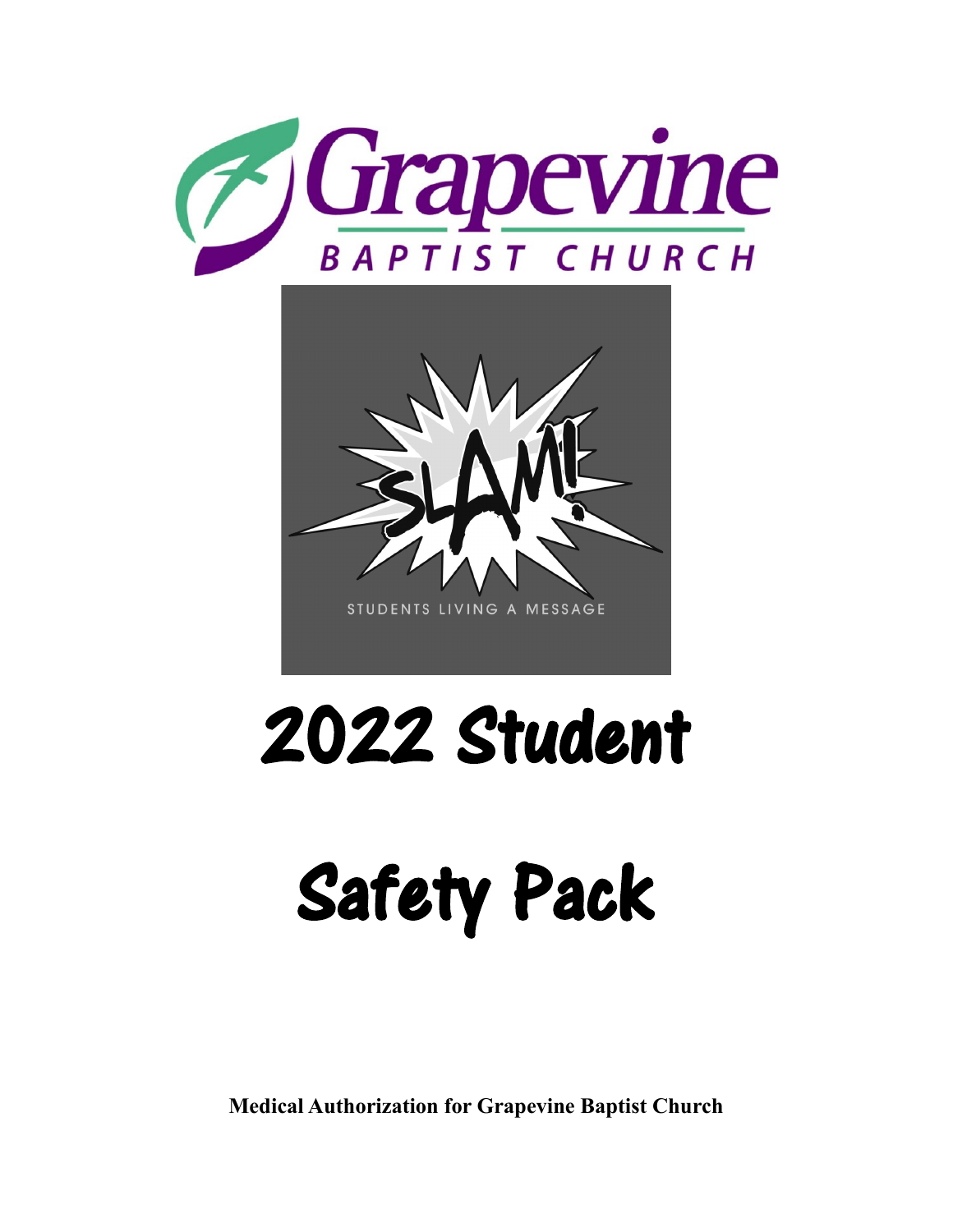Grapevine

BAPTIST CHURCH

SLAM!

STUDENTS LIVING A MESSAGE

# 2022 Student

# Safety Pack

**Medical Authorization for Grapevine Baptist Church**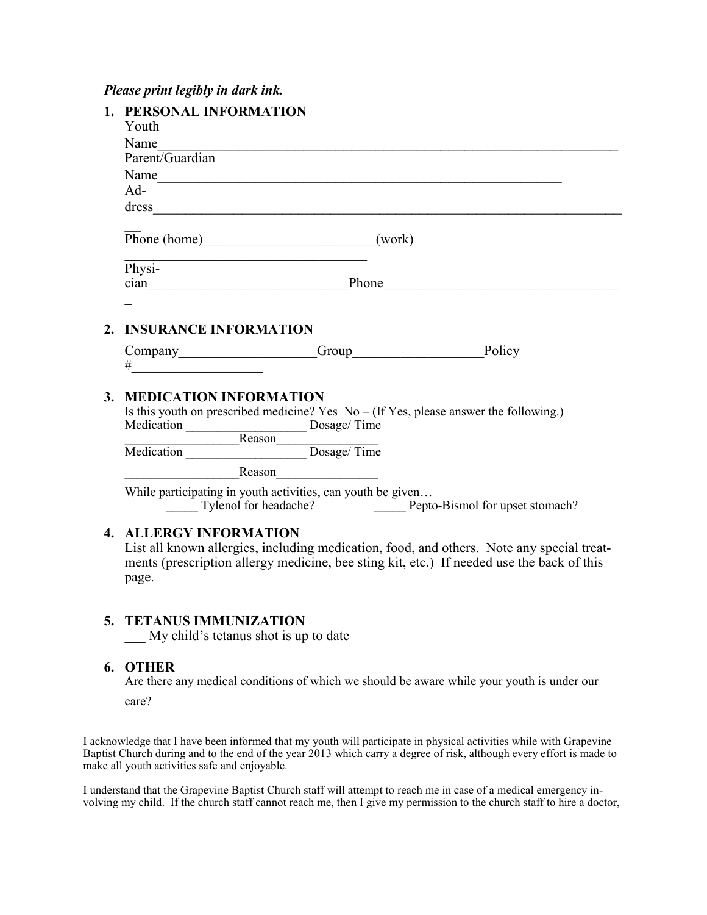*Please print legibly in dark ink.*

1. **PERSONAL INFORMATION**

   Youth Name______________________________________________________________________

   Parent/Guardian Name___________________________________________________________

   Address________________________________________________________________________

   Phone (home)_________________________(work)_________________________________________

   Physician____________________________Phone___________________________________

2. **INSURANCE INFORMATION**

   Company____________________Group___________________Policy #___________________

3. **MEDICATION INFORMATION**

   Is this youth on prescribed medicine? Yes No – (If Yes, please answer the following.)

   Medication ___________________ Dosage/ Time _________________Reason________________

   Medication ___________________ Dosage/ Time _________________Reason________________

   While participating in youth activities, can youth be given…

   _____ Tylenol for headache? _____ Pepto-Bismol for upset stomach?

4. **ALLERGY INFORMATION**

   List all known allergies, including medication, food, and others. Note any special treatments (prescription allergy medicine, bee sting kit, etc.) If needed use the back of this page.

5. **TETANUS IMMUNIZATION**

   ___ My child's tetanus shot is up to date

6. **OTHER**

   Are there any medical conditions of which we should be aware while your youth is under our care?

I acknowledge that I have been informed that my youth will participate in physical activities while with Grapevine Baptist Church during and to the end of the year 2013 which carry a degree of risk, although every effort is made to make all youth activities safe and enjoyable.

I understand that the Grapevine Baptist Church staff will attempt to reach me in case of a medical emergency involving my child. If the church staff cannot reach me, then I give my permission to the church staff to hire a doctor,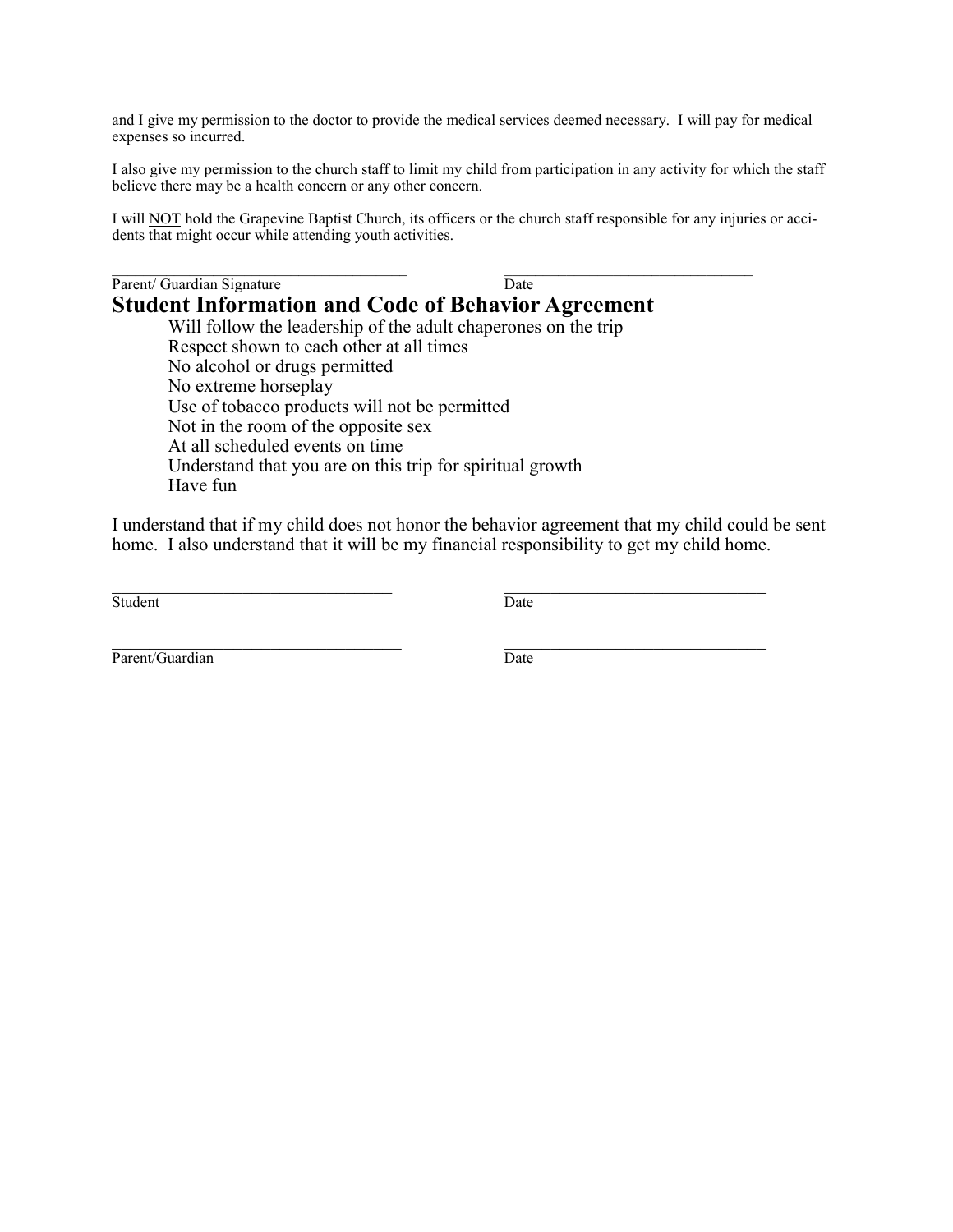and I give my permission to the doctor to provide the medical services deemed necessary. I will pay for medical expenses so incurred.

I also give my permission to the church staff to limit my child from participation in any activity for which the staff believe there may be a health concern or any other concern.

I will <u>NOT</u> hold the Grapevine Baptist Church, its officers or the church staff responsible for any injuries or accidents that might occur while attending youth activities.

\_\_\_\_\_\_\_\_\_\_\_\_\_\_\_\_\_\_\_\_\_\_\_\_\_\_\_\_\_\_\_\_\_\_\_\_ \_\_\_\_\_\_\_\_\_\_\_\_\_\_\_\_\_\_\_\_\_\_\_\_\_\_\_\_\_\_\_\_
Parent/ Guardian Signature Date

## Student Information and Code of Behavior Agreement

Will follow the leadership of the adult chaperones on the trip
Respect shown to each other at all times
No alcohol or drugs permitted
No extreme horseplay
Use of tobacco products will not be permitted
Not in the room of the opposite sex
At all scheduled events on time
Understand that you are on this trip for spiritual growth
Have fun

I understand that if my child does not honor the behavior agreement that my child could be sent home. I also understand that it will be my financial responsibility to get my child home.

\_\_\_\_\_\_\_\_\_\_\_\_\_\_\_\_\_\_\_\_\_\_\_\_\_\_\_\_\_\_\_\_\_\_ \_\_\_\_\_\_\_\_\_\_\_\_\_\_\_\_\_\_\_\_\_\_\_\_\_\_\_\_\_\_\_\_
Student Date

\_\_\_\_\_\_\_\_\_\_\_\_\_\_\_\_\_\_\_\_\_\_\_\_\_\_\_\_\_\_\_\_\_\_ \_\_\_\_\_\_\_\_\_\_\_\_\_\_\_\_\_\_\_\_\_\_\_\_\_\_\_\_\_\_\_\_
Parent/Guardian Date